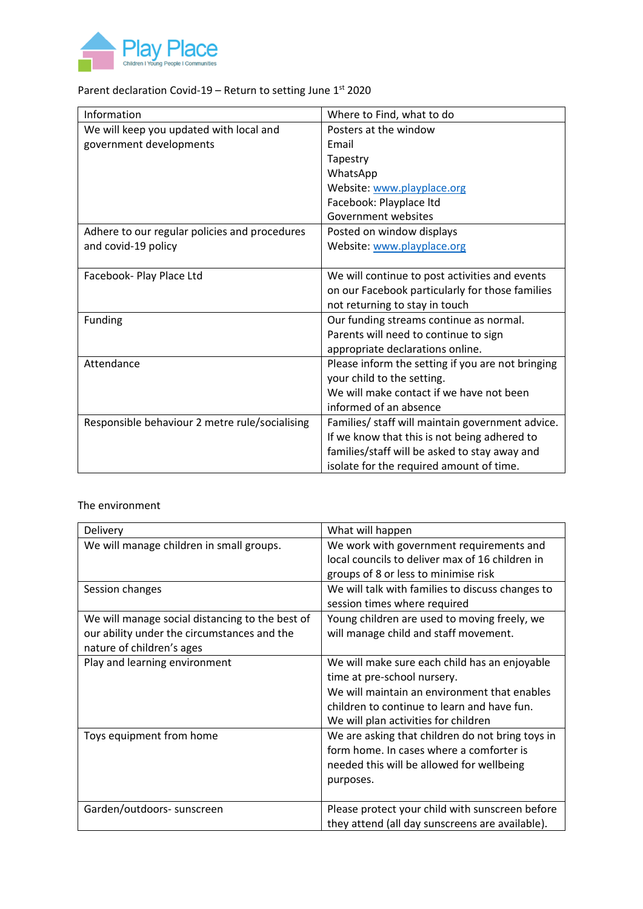Play Place
Children | Young People | Communities

Parent declaration Covid-19 – Return to setting June 1st 2020

| Information | Where to Find, what to do |
| --- | --- |
| We will keep you updated with local and government developments | Posters at the window<br>Email<br>Tapestry<br>WhatsApp<br>Website: www.playplace.org<br>Facebook: Playplace ltd<br>Government websites |
| Adhere to our regular policies and procedures and covid-19 policy | Posted on window displays<br>Website: www.playplace.org |
| Facebook- Play Place Ltd | We will continue to post activities and events on our Facebook particularly for those families not returning to stay in touch |
| Funding | Our funding streams continue as normal. Parents will need to continue to sign appropriate declarations online. |
| Attendance | Please inform the setting if you are not bringing your child to the setting.<br>We will make contact if we have not been informed of an absence |
| Responsible behaviour 2 metre rule/socialising | Families/ staff will maintain government advice. If we know that this is not being adhered to families/staff will be asked to stay away and isolate for the required amount of time. |

The environment

| Delivery | What will happen |
| --- | --- |
| We will manage children in small groups. | We work with government requirements and local councils to deliver max of 16 children in groups of 8 or less to minimise risk |
| Session changes | We will talk with families to discuss changes to session times where required |
| We will manage social distancing to the best of our ability under the circumstances and the nature of children's ages | Young children are used to moving freely, we will manage child and staff movement. |
| Play and learning environment | We will make sure each child has an enjoyable time at pre-school nursery.<br>We will maintain an environment that enables children to continue to learn and have fun.<br>We will plan activities for children |
| Toys equipment from home | We are asking that children do not bring toys in form home. In cases where a comforter is needed this will be allowed for wellbeing purposes. |
| Garden/outdoors- sunscreen | Please protect your child with sunscreen before they attend (all day sunscreens are available). |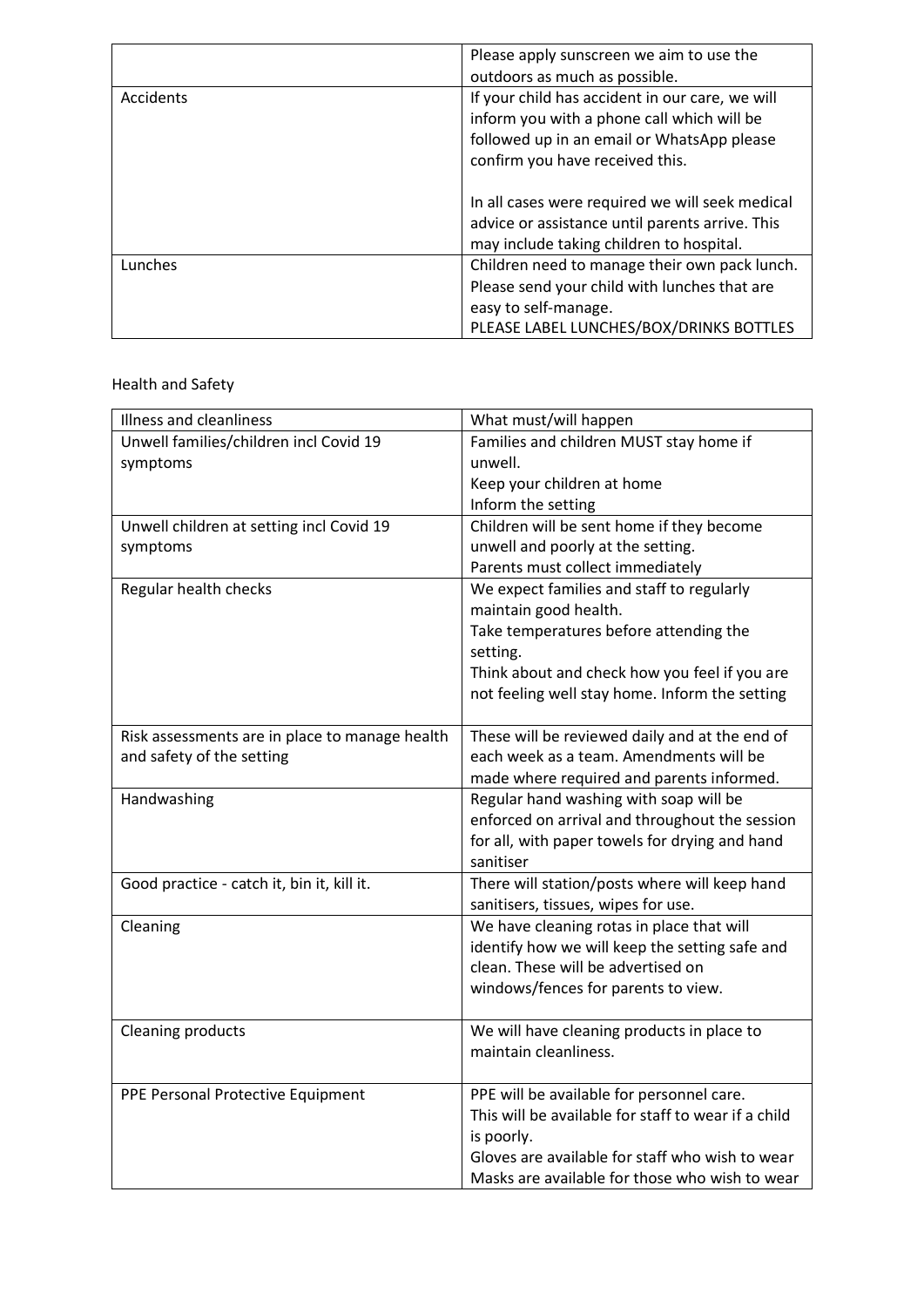| | |
|---|---|
| | Please apply sunscreen we aim to use the outdoors as much as possible. |
| Accidents | If your child has accident in our care, we will inform you with a phone call which will be followed up in an email or WhatsApp please confirm you have received this.<br><br>In all cases were required we will seek medical advice or assistance until parents arrive. This may include taking children to hospital. |
| Lunches | Children need to manage their own pack lunch. Please send your child with lunches that are easy to self-manage.<br>PLEASE LABEL LUNCHES/BOX/DRINKS BOTTLES |

Health and Safety

| Illness and cleanliness | What must/will happen |
|---|---|
| Unwell families/children incl Covid 19 symptoms | Families and children MUST stay home if unwell.<br>Keep your children at home<br>Inform the setting |
| Unwell children at setting incl Covid 19 symptoms | Children will be sent home if they become unwell and poorly at the setting.<br>Parents must collect immediately |
| Regular health checks | We expect families and staff to regularly maintain good health.<br>Take temperatures before attending the setting.<br>Think about and check how you feel if you are not feeling well stay home. Inform the setting |
| Risk assessments are in place to manage health and safety of the setting | These will be reviewed daily and at the end of each week as a team. Amendments will be made where required and parents informed. |
| Handwashing | Regular hand washing with soap will be enforced on arrival and throughout the session for all, with paper towels for drying and hand sanitiser |
| Good practice - catch it, bin it, kill it. | There will station/posts where will keep hand sanitisers, tissues, wipes for use. |
| Cleaning | We have cleaning rotas in place that will identify how we will keep the setting safe and clean. These will be advertised on windows/fences for parents to view. |
| Cleaning products | We will have cleaning products in place to maintain cleanliness. |
| PPE Personal Protective Equipment | PPE will be available for personnel care.<br>This will be available for staff to wear if a child is poorly.<br>Gloves are available for staff who wish to wear<br>Masks are available for those who wish to wear |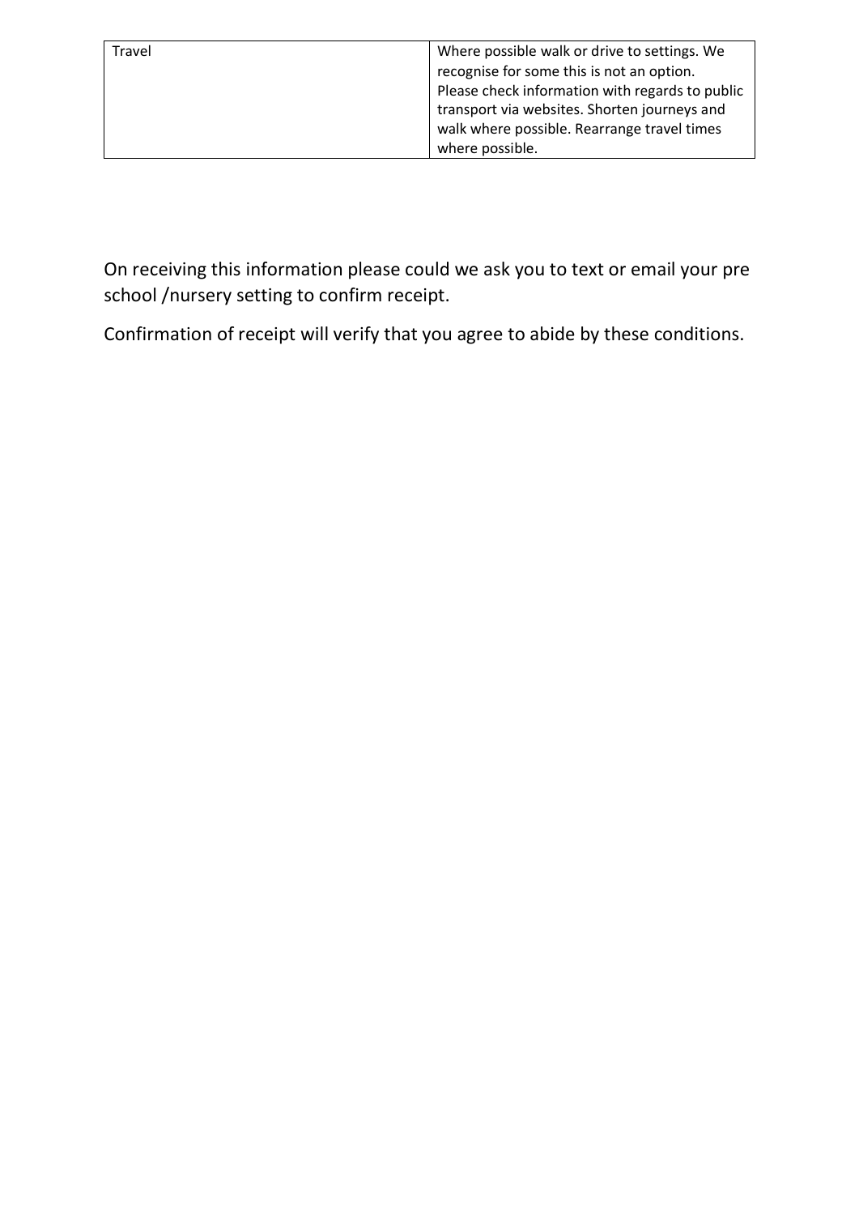| | |
|---|---|
| Travel | Where possible walk or drive to settings. We recognise for some this is not an option. Please check information with regards to public transport via websites. Shorten journeys and walk where possible. Rearrange travel times where possible. |

On receiving this information please could we ask you to text or email your pre school /nursery setting to confirm receipt.

Confirmation of receipt will verify that you agree to abide by these conditions.